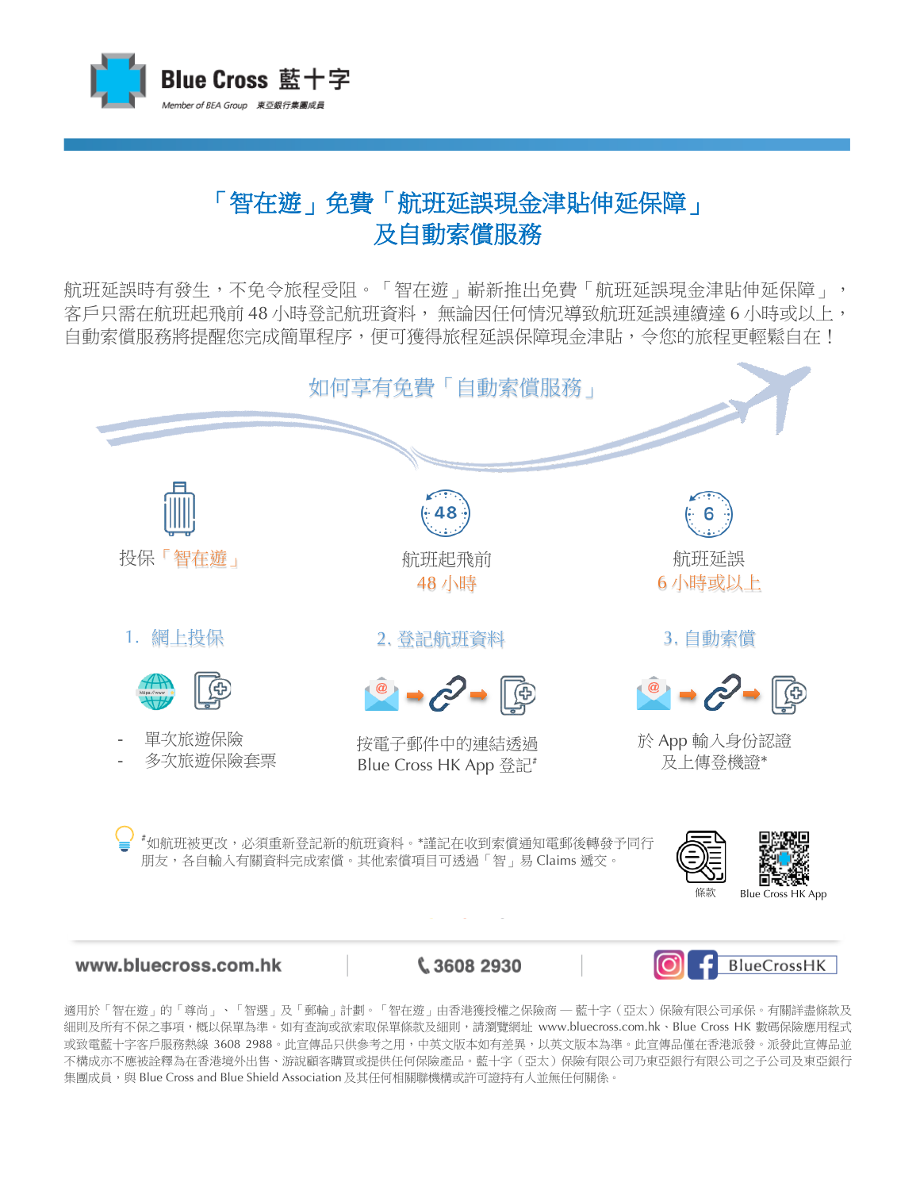# 「智在遊」免費「航班延誤現金津貼伸延保障」及自動索償服務

航班延誤時有發生，不免令旅程受阻。「智在遊」嶄新推出免費「航班延誤現金津貼伸延保障」，客戶只需在航班起飛前 48 小時登記航班資料， 無論因任何情況導致航班延誤連續達 6 小時或以上，自動索償服務將提醒您完成簡單程序，便可獲得旅程延誤保障現金津貼，令您的旅程更輕鬆自在！

## 如何享有免費「自動索償服務」

| 投保「智在遊」 | 航班起飛前 48 小時 | 航班延誤 6 小時或以上 |
|---|---|---|
| 1. 網上投保 | 2. 登記航班資料 | 3. 自動索償 |
| - 單次旅遊保險<br>- 多次旅遊保險套票 | 按電子郵件中的連結透過 Blue Cross HK App 登記# | 於 App 輸入身份認證及上傳登機證* |

#如航班被更改，必須重新登記新的航班資料。*謹記在收到索償通知電郵後轉發予同行朋友，各自輸入有關資料完成索償。其他索償項目可透過「智」易 Claims 遞交。

條款

Blue Cross HK App

www.bluecross.com.hk | 3608 2930 | BlueCrossHK

適用於「智在遊」的「尊尚」、「智選」及「郵輪」計劃。「智在遊」由香港獲授權之保險商 — 藍十字（亞太）保險有限公司承保。有關詳盡條款及細則及所有不保之事項，概以保單為準。如有查詢或欲索取保單條款及細則，請瀏覽網址 www.bluecross.com.hk、Blue Cross HK 數碼保險應用程式或致電藍十字客戶服務熱線 3608 2988。此宣傳品只供參考之用，中英文版本如有差異，以英文版本為準。此宣傳品僅在香港派發。派發此宣傳品並不構成亦不應被詮釋為在香港境外出售、游說顧客購買或提供任何保險產品。藍十字（亞太）保險有限公司乃東亞銀行有限公司之子公司及東亞銀行集團成員，與 Blue Cross and Blue Shield Association 及其任何相關聯機構或許可證持有人並無任何關係。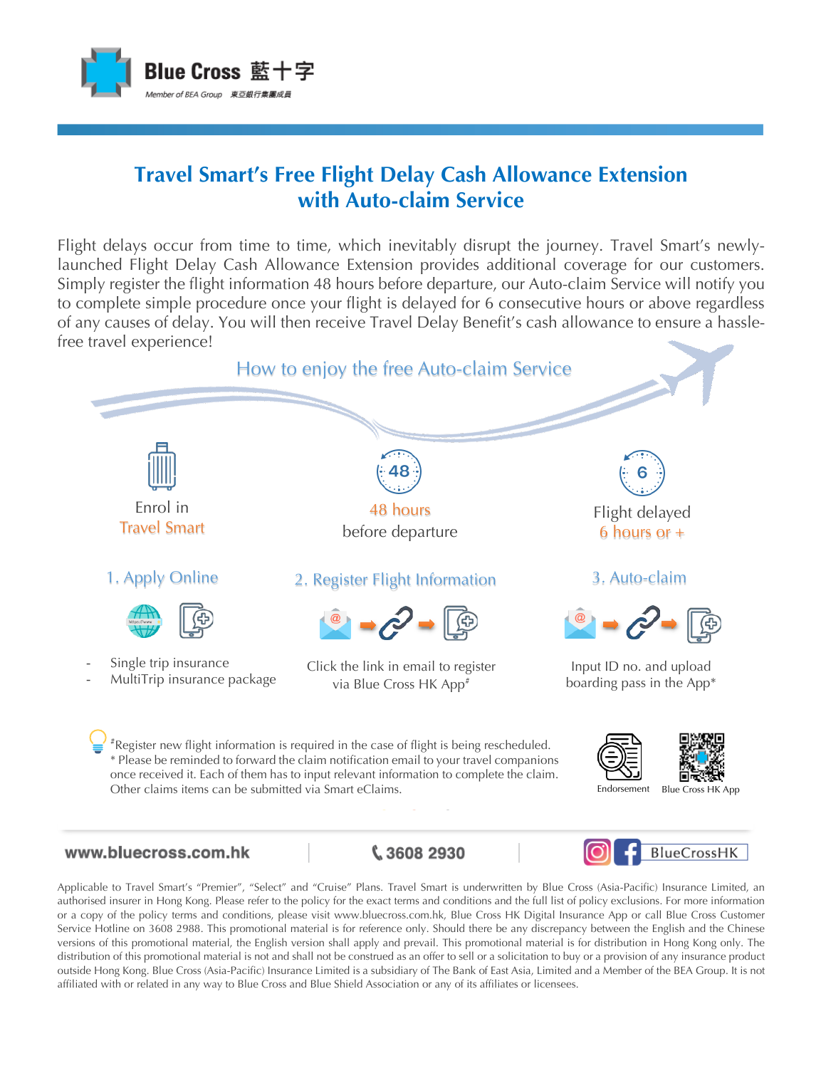# Travel Smart's Free Flight Delay Cash Allowance Extension with Auto-claim Service

Flight delays occur from time to time, which inevitably disrupt the journey. Travel Smart's newly-launched Flight Delay Cash Allowance Extension provides additional coverage for our customers. Simply register the flight information 48 hours before departure, our Auto-claim Service will notify you to complete simple procedure once your flight is delayed for 6 consecutive hours or above regardless of any causes of delay. You will then receive Travel Delay Benefit's cash allowance to ensure a hassle-free travel experience!

## How to enjoy the free Auto-claim Service

Enrol in Travel Smart

48 hours before departure

Flight delayed 6 hours or +

### 1. Apply Online

- Single trip insurance
- MultiTrip insurance package

### 2. Register Flight Information

Click the link in email to register via Blue Cross HK App#

### 3. Auto-claim

Input ID no. and upload boarding pass in the App*

#Register new flight information is required in the case of flight is being rescheduled.
* Please be reminded to forward the claim notification email to your travel companions once received it. Each of them has to input relevant information to complete the claim. Other claims items can be submitted via Smart eClaims.

Endorsement

Blue Cross HK App

www.bluecross.com.hk | 3608 2930 | BlueCrossHK

Applicable to Travel Smart's "Premier", "Select" and "Cruise" Plans. Travel Smart is underwritten by Blue Cross (Asia-Pacific) Insurance Limited, an authorised insurer in Hong Kong. Please refer to the policy for the exact terms and conditions and the full list of policy exclusions. For more information or a copy of the policy terms and conditions, please visit www.bluecross.com.hk, Blue Cross HK Digital Insurance App or call Blue Cross Customer Service Hotline on 3608 2988. This promotional material is for reference only. Should there be any discrepancy between the English and the Chinese versions of this promotional material, the English version shall apply and prevail. This promotional material is for distribution in Hong Kong only. The distribution of this promotional material is not and shall not be construed as an offer to sell or a solicitation to buy or a provision of any insurance product outside Hong Kong. Blue Cross (Asia-Pacific) Insurance Limited is a subsidiary of The Bank of East Asia, Limited and a Member of the BEA Group. It is not affiliated with or related in any way to Blue Cross and Blue Shield Association or any of its affiliates or licensees.